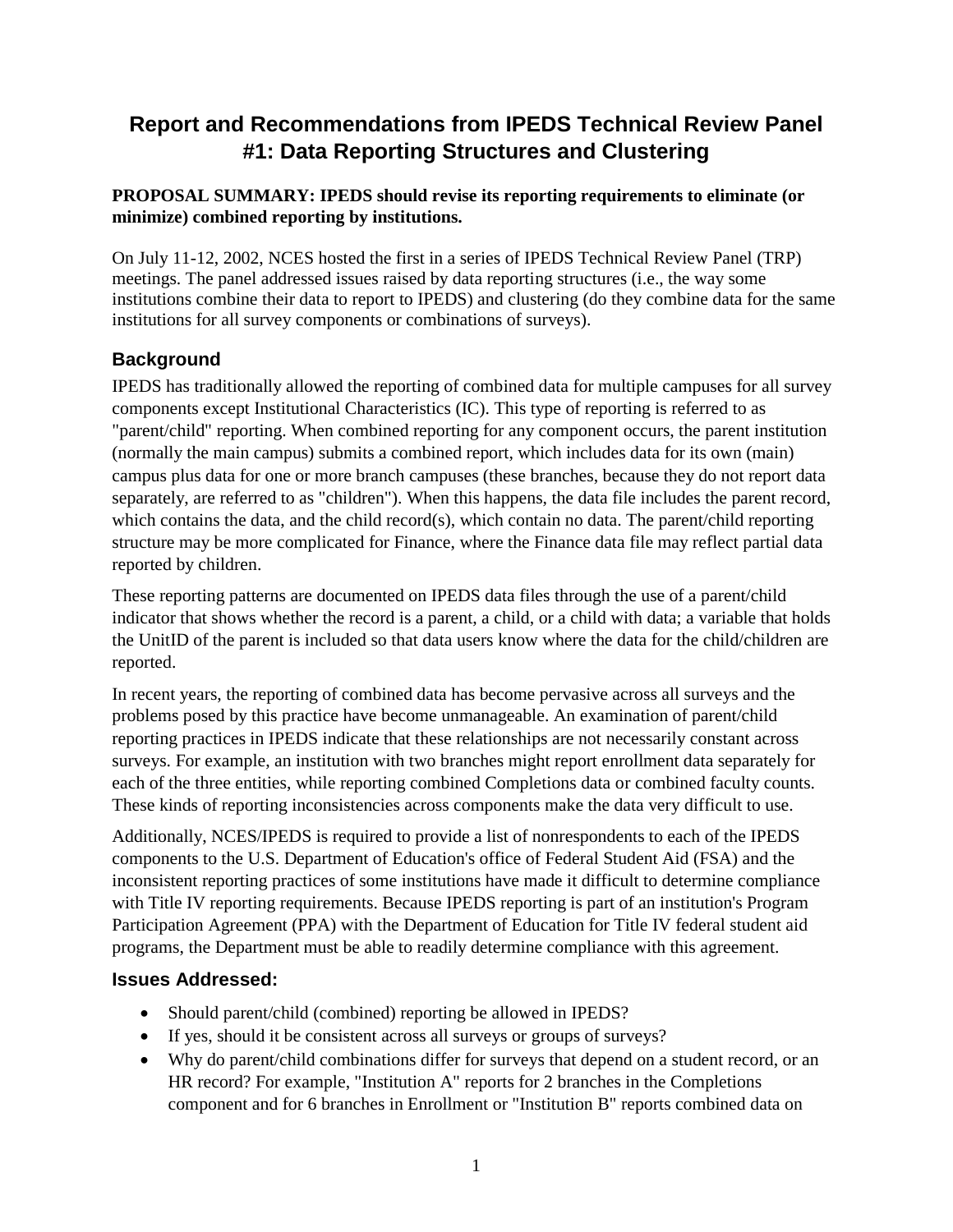# Report and Recommendations from IPEDS Technical Review Panel #1: Data Reporting Structures and Clustering

**PROPOSAL SUMMARY: IPEDS should revise its reporting requirements to eliminate (or minimize) combined reporting by institutions.**

On July 11-12, 2002, NCES hosted the first in a series of IPEDS Technical Review Panel (TRP) meetings. The panel addressed issues raised by data reporting structures (i.e., the way some institutions combine their data to report to IPEDS) and clustering (do they combine data for the same institutions for all survey components or combinations of surveys).

## Background

IPEDS has traditionally allowed the reporting of combined data for multiple campuses for all survey components except Institutional Characteristics (IC). This type of reporting is referred to as "parent/child" reporting. When combined reporting for any component occurs, the parent institution (normally the main campus) submits a combined report, which includes data for its own (main) campus plus data for one or more branch campuses (these branches, because they do not report data separately, are referred to as "children"). When this happens, the data file includes the parent record, which contains the data, and the child record(s), which contain no data. The parent/child reporting structure may be more complicated for Finance, where the Finance data file may reflect partial data reported by children.

These reporting patterns are documented on IPEDS data files through the use of a parent/child indicator that shows whether the record is a parent, a child, or a child with data; a variable that holds the UnitID of the parent is included so that data users know where the data for the child/children are reported.

In recent years, the reporting of combined data has become pervasive across all surveys and the problems posed by this practice have become unmanageable. An examination of parent/child reporting practices in IPEDS indicate that these relationships are not necessarily constant across surveys. For example, an institution with two branches might report enrollment data separately for each of the three entities, while reporting combined Completions data or combined faculty counts. These kinds of reporting inconsistencies across components make the data very difficult to use.

Additionally, NCES/IPEDS is required to provide a list of nonrespondents to each of the IPEDS components to the U.S. Department of Education's office of Federal Student Aid (FSA) and the inconsistent reporting practices of some institutions have made it difficult to determine compliance with Title IV reporting requirements. Because IPEDS reporting is part of an institution's Program Participation Agreement (PPA) with the Department of Education for Title IV federal student aid programs, the Department must be able to readily determine compliance with this agreement.

### Issues Addressed:

- Should parent/child (combined) reporting be allowed in IPEDS?
- If yes, should it be consistent across all surveys or groups of surveys?
- Why do parent/child combinations differ for surveys that depend on a student record, or an HR record? For example, "Institution A" reports for 2 branches in the Completions component and for 6 branches in Enrollment or "Institution B" reports combined data on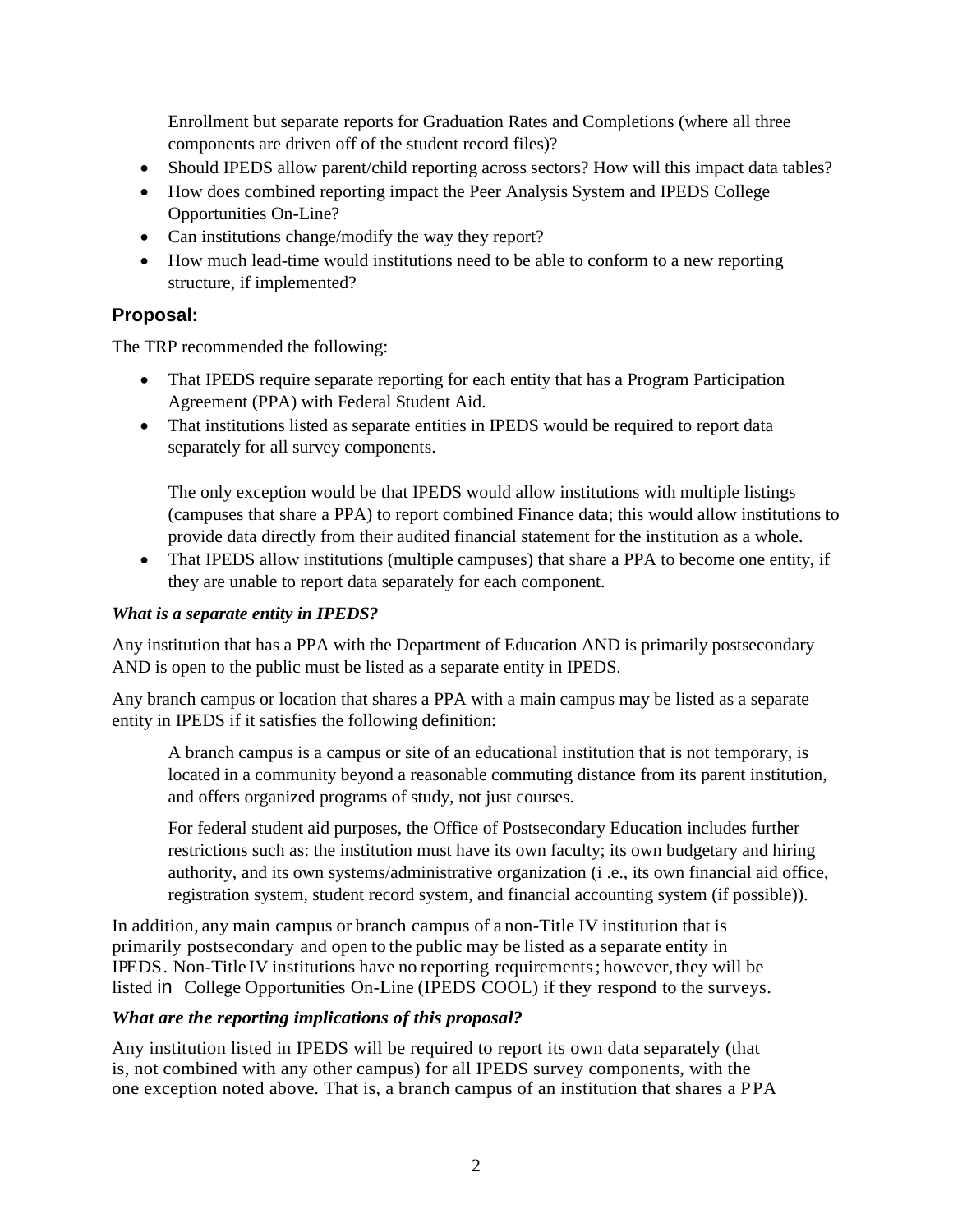Enrollment but separate reports for Graduation Rates and Completions (where all three components are driven off of the student record files)?

- Should IPEDS allow parent/child reporting across sectors? How will this impact data tables?
- How does combined reporting impact the Peer Analysis System and IPEDS College Opportunities On-Line?
- Can institutions change/modify the way they report?
- How much lead-time would institutions need to be able to conform to a new reporting structure, if implemented?

## Proposal:

The TRP recommended the following:

- That IPEDS require separate reporting for each entity that has a Program Participation Agreement (PPA) with Federal Student Aid.
- That institutions listed as separate entities in IPEDS would be required to report data separately for all survey components.

  The only exception would be that IPEDS would allow institutions with multiple listings (campuses that share a PPA) to report combined Finance data; this would allow institutions to provide data directly from their audited financial statement for the institution as a whole.
- That IPEDS allow institutions (multiple campuses) that share a PPA to become one entity, if they are unable to report data separately for each component.

### *What is a separate entity in IPEDS?*

Any institution that has a PPA with the Department of Education AND is primarily postsecondary AND is open to the public must be listed as a separate entity in IPEDS.

Any branch campus or location that shares a PPA with a main campus may be listed as a separate entity in IPEDS if it satisfies the following definition:

> A branch campus is a campus or site of an educational institution that is not temporary, is located in a community beyond a reasonable commuting distance from its parent institution, and offers organized programs of study, not just courses.
>
> For federal student aid purposes, the Office of Postsecondary Education includes further restrictions such as: the institution must have its own faculty; its own budgetary and hiring authority, and its own systems/administrative organization (i .e., its own financial aid office, registration system, student record system, and financial accounting system (if possible)).

In addition, any main campus or branch campus of a non-Title IV institution that is primarily postsecondary and open to the public may be listed as a separate entity in IPEDS. Non-Title IV institutions have no reporting requirements; however, they will be listed in College Opportunities On-Line (IPEDS COOL) if they respond to the surveys.

### *What are the reporting implications of this proposal?*

Any institution listed in IPEDS will be required to report its own data separately (that is, not combined with any other campus) for all IPEDS survey components, with the one exception noted above. That is, a branch campus of an institution that shares a PPA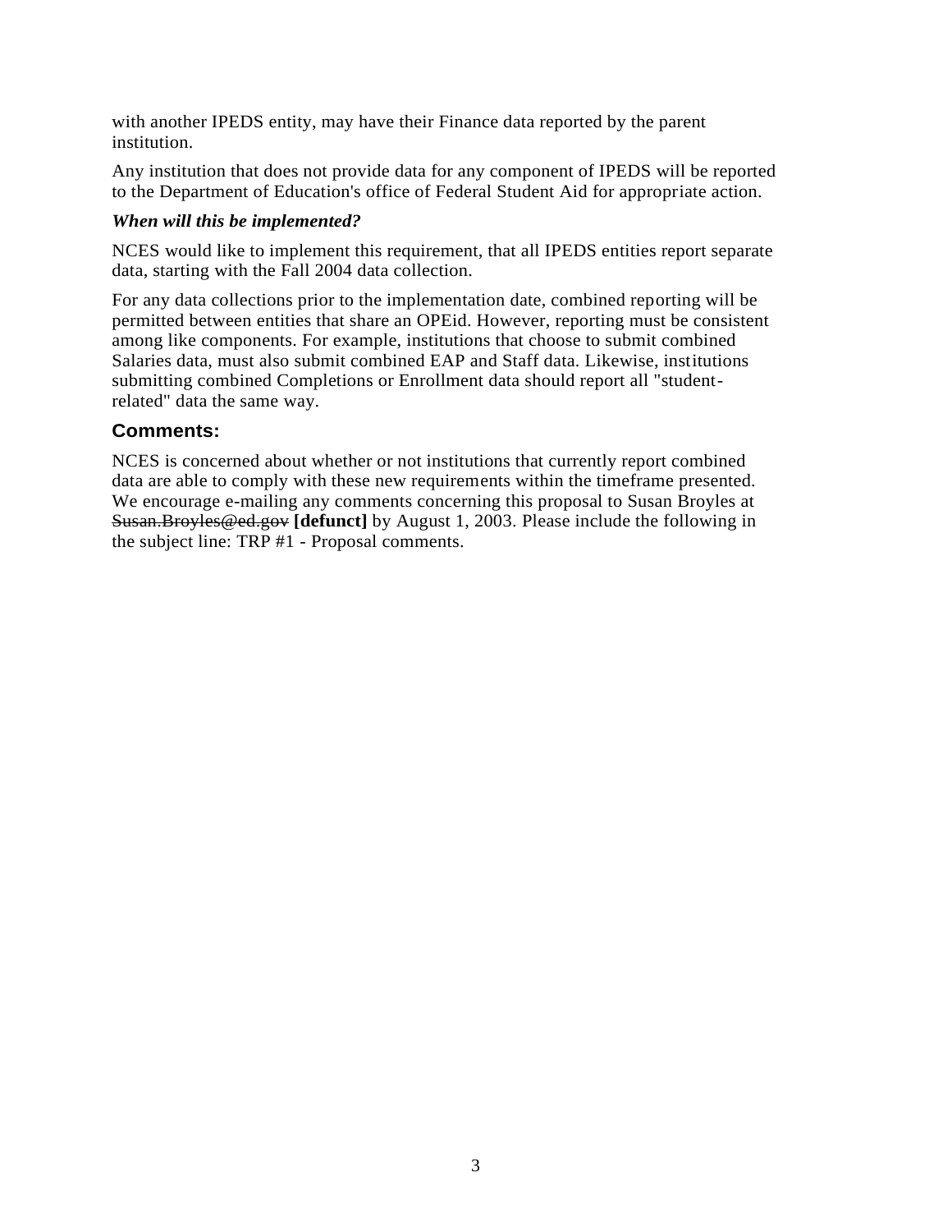with another IPEDS entity, may have their Finance data reported by the parent institution.

Any institution that does not provide data for any component of IPEDS will be reported to the Department of Education's office of Federal Student Aid for appropriate action.

***When will this be implemented?***

NCES would like to implement this requirement, that all IPEDS entities report separate data, starting with the Fall 2004 data collection.

For any data collections prior to the implementation date, combined reporting will be permitted between entities that share an OPEid. However, reporting must be consistent among like components. For example, institutions that choose to submit combined Salaries data, must also submit combined EAP and Staff data. Likewise, institutions submitting combined Completions or Enrollment data should report all "student-related" data the same way.

## Comments:

NCES is concerned about whether or not institutions that currently report combined data are able to comply with these new requirements within the timeframe presented. We encourage e-mailing any comments concerning this proposal to Susan Broyles at ~~Susan.Broyles@ed.gov~~ **[defunct]** by August 1, 2003. Please include the following in the subject line: TRP #1 - Proposal comments.